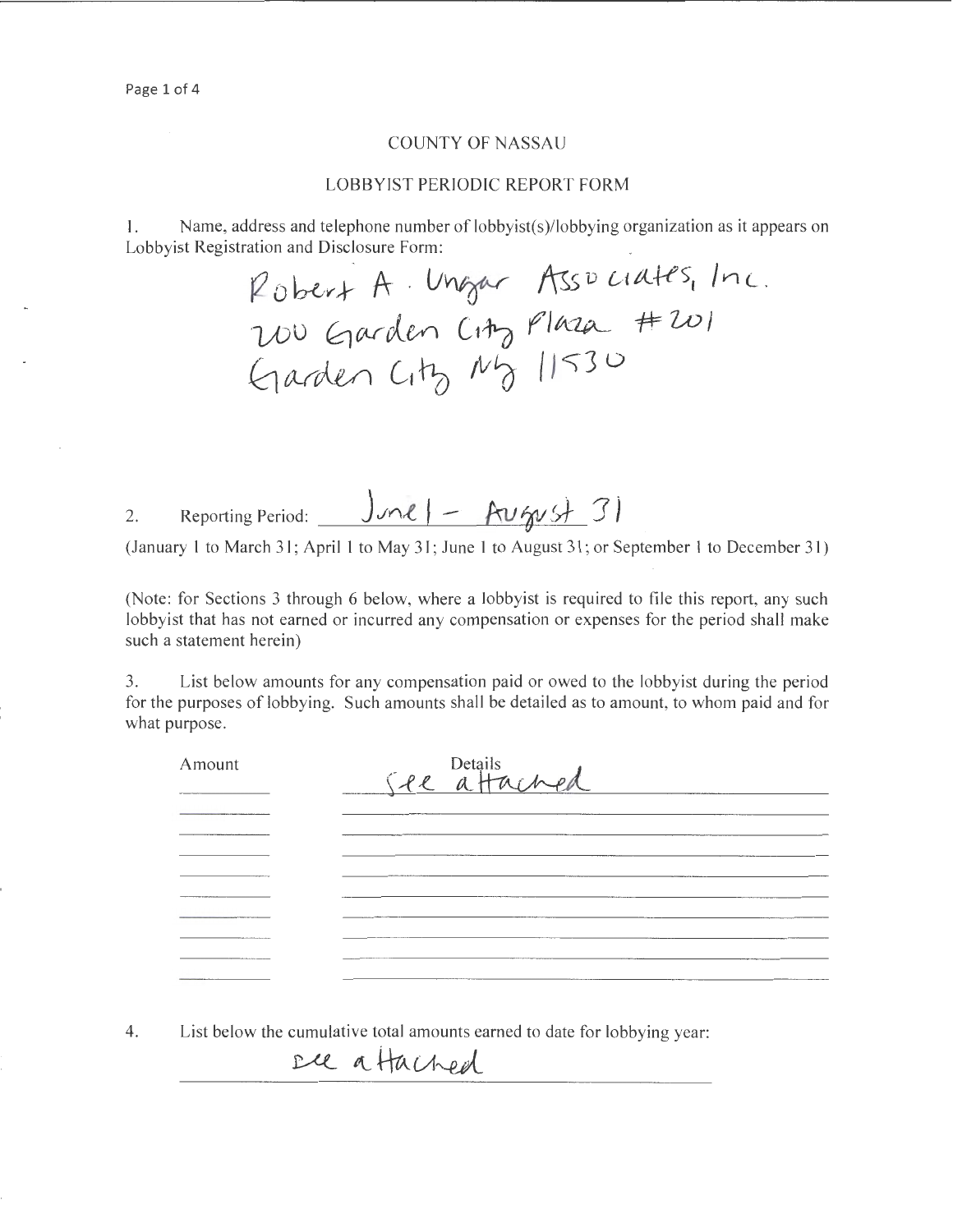COUNTY OF NASSAU

LOBBYIST PERIODIC REPORT FORM

1. Name, address and telephone number of lobbyist(s)/lobbying organization as it appears on Lobbyist Registration and Disclosure Form:

Robert A. Ungar Associates, Inc.
200 Garden City Plaza #201
Garden City NY 11530

2. Reporting Period: June 1 - August 31

(January 1 to March 31; April 1 to May 31; June 1 to August 31; or September 1 to December 31)

(Note: for Sections 3 through 6 below, where a lobbyist is required to file this report, any such lobbyist that has not earned or incurred any compensation or expenses for the period shall make such a statement herein)

3. List below amounts for any compensation paid or owed to the lobbyist during the period for the purposes of lobbying. Such amounts shall be detailed as to amount, to whom paid and for what purpose.

| Amount | Details |
|---|---|
| | See attached |

4. List below the cumulative total amounts earned to date for lobbying year:

See attached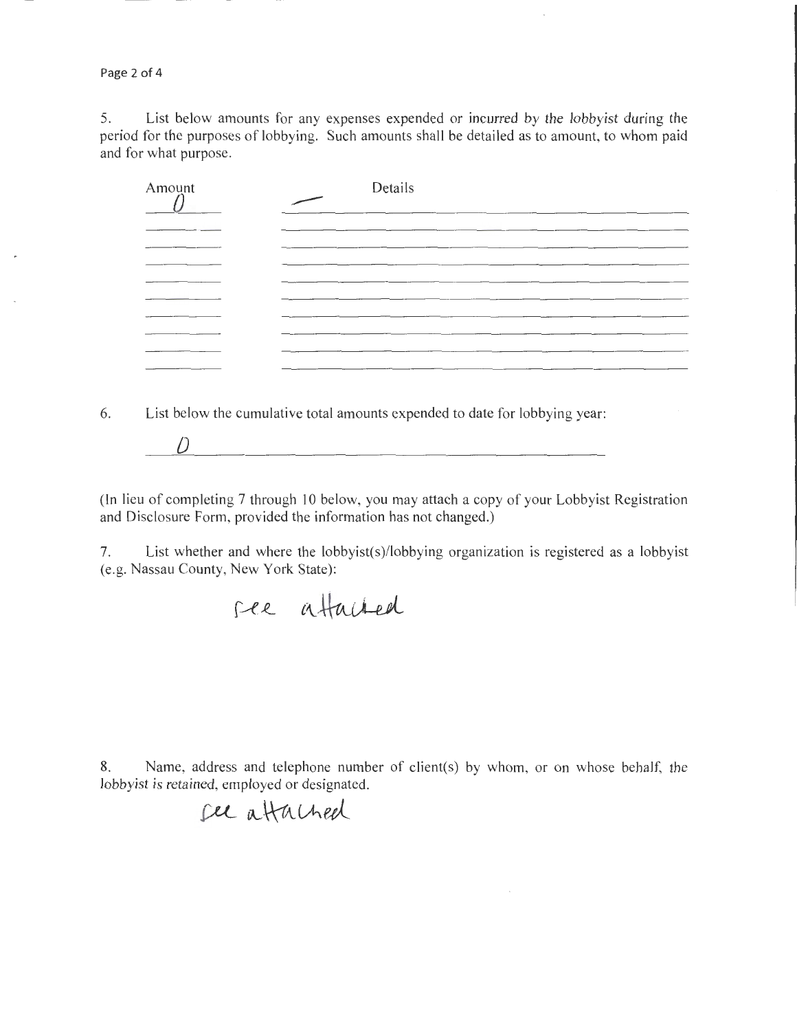5. List below amounts for any expenses expended or incurred by the lobbyist during the period for the purposes of lobbying. Such amounts shall be detailed as to amount, to whom paid and for what purpose.

| Amount | Details |
| --- | --- |
| 0 | — |
| | |
| | |
| | |
| | |
| | |
| | |
| | |
| | |
| | |

6. List below the cumulative total amounts expended to date for lobbying year:

0

(In lieu of completing 7 through 10 below, you may attach a copy of your Lobbyist Registration and Disclosure Form, provided the information has not changed.)

7. List whether and where the lobbyist(s)/lobbying organization is registered as a lobbyist (e.g. Nassau County, New York State):

see attached

8. Name, address and telephone number of client(s) by whom, or on whose behalf, the lobbyist is retained, employed or designated.

see attached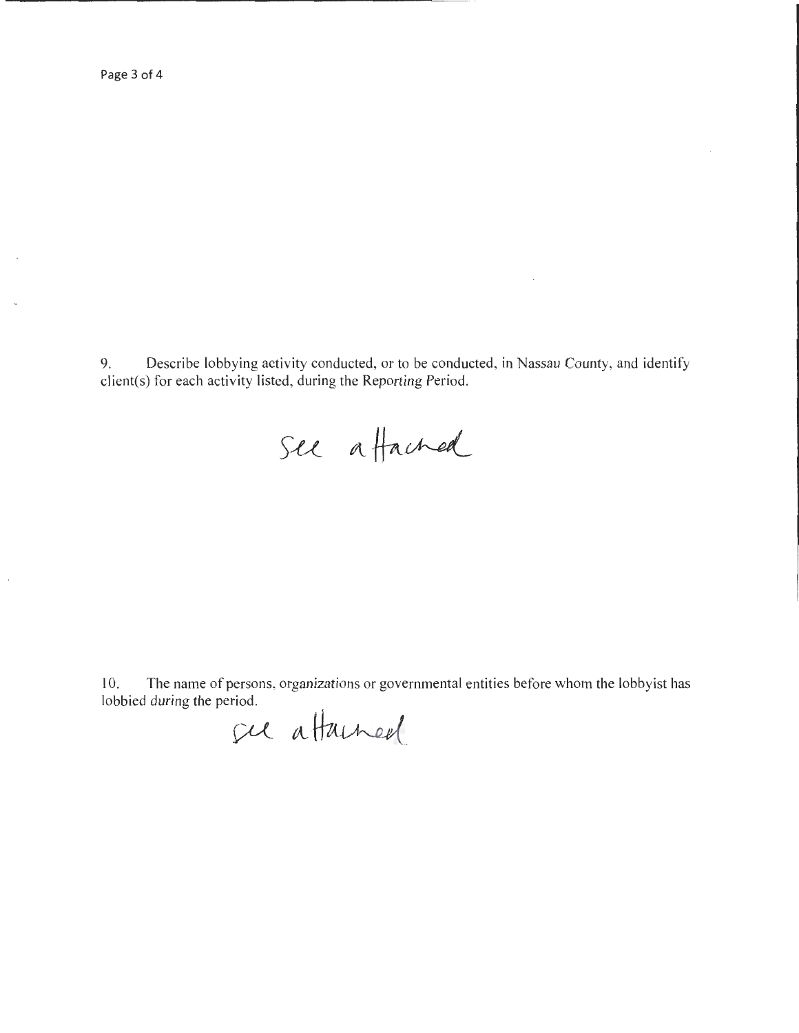9. Describe lobbying activity conducted, or to be conducted, in Nassau County, and identify client(s) for each activity listed, during the Reporting Period.

See attached

10. The name of persons, organizations or governmental entities before whom the lobbyist has lobbied during the period.

see attached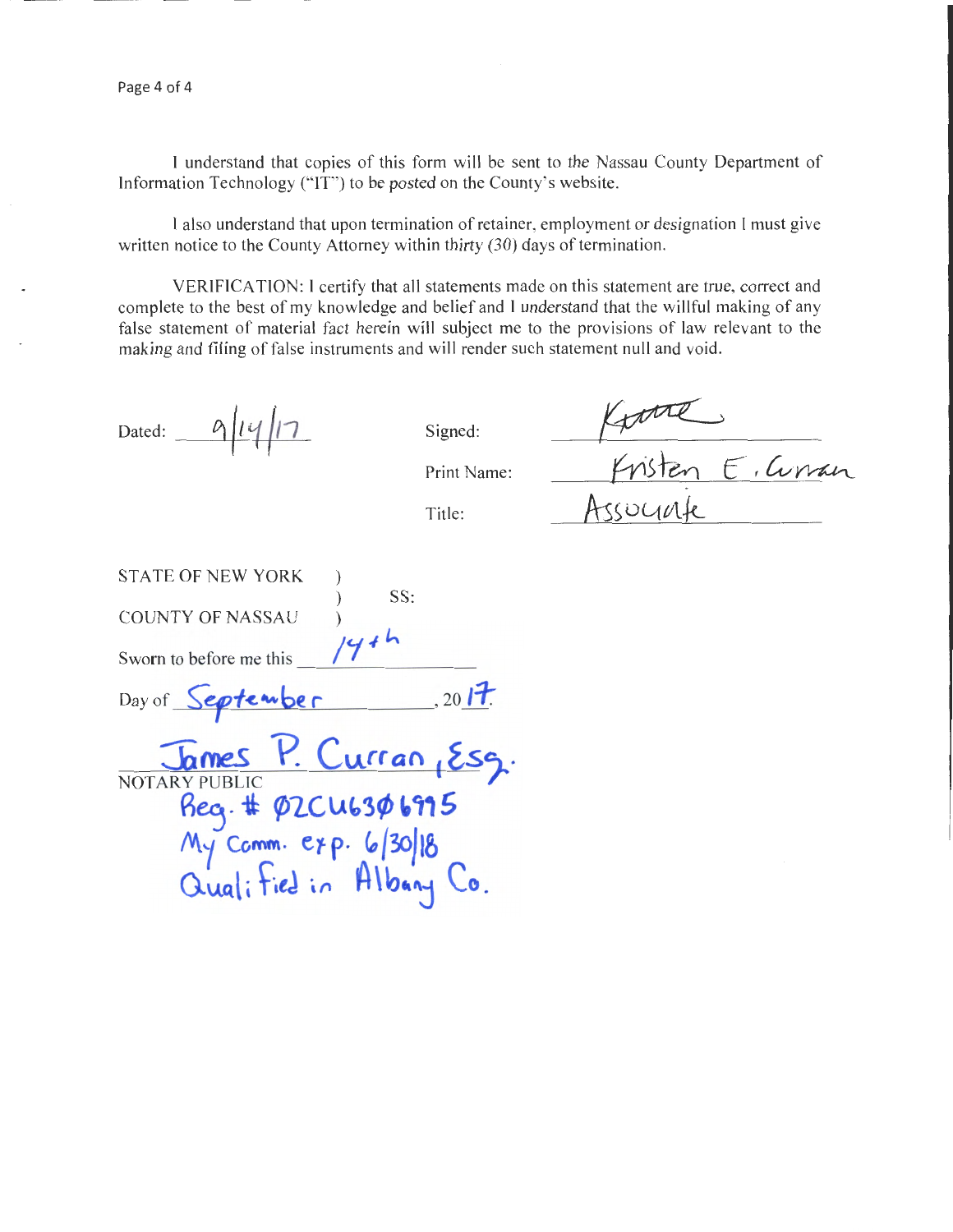I understand that copies of this form will be sent to the Nassau County Department of Information Technology ("IT") to be posted on the County's website.

I also understand that upon termination of retainer, employment or designation I must give written notice to the County Attorney within thirty (30) days of termination.

VERIFICATION: I certify that all statements made on this statement are true, correct and complete to the best of my knowledge and belief and I understand that the willful making of any false statement of material fact herein will subject me to the provisions of law relevant to the making and filing of false instruments and will render such statement null and void.

Dated: 9/14/17

Signed: [signature]

Print Name: Kristen E. Curran

Title: Associate

STATE OF NEW YORK )
) SS:
COUNTY OF NASSAU )

Sworn to before me this 14th

Day of September, 2017.

James P. Curran, Esq.
NOTARY PUBLIC
Reg. # 02CU6306995
My Comm. exp. 6/30/18
Qualified in Albany Co.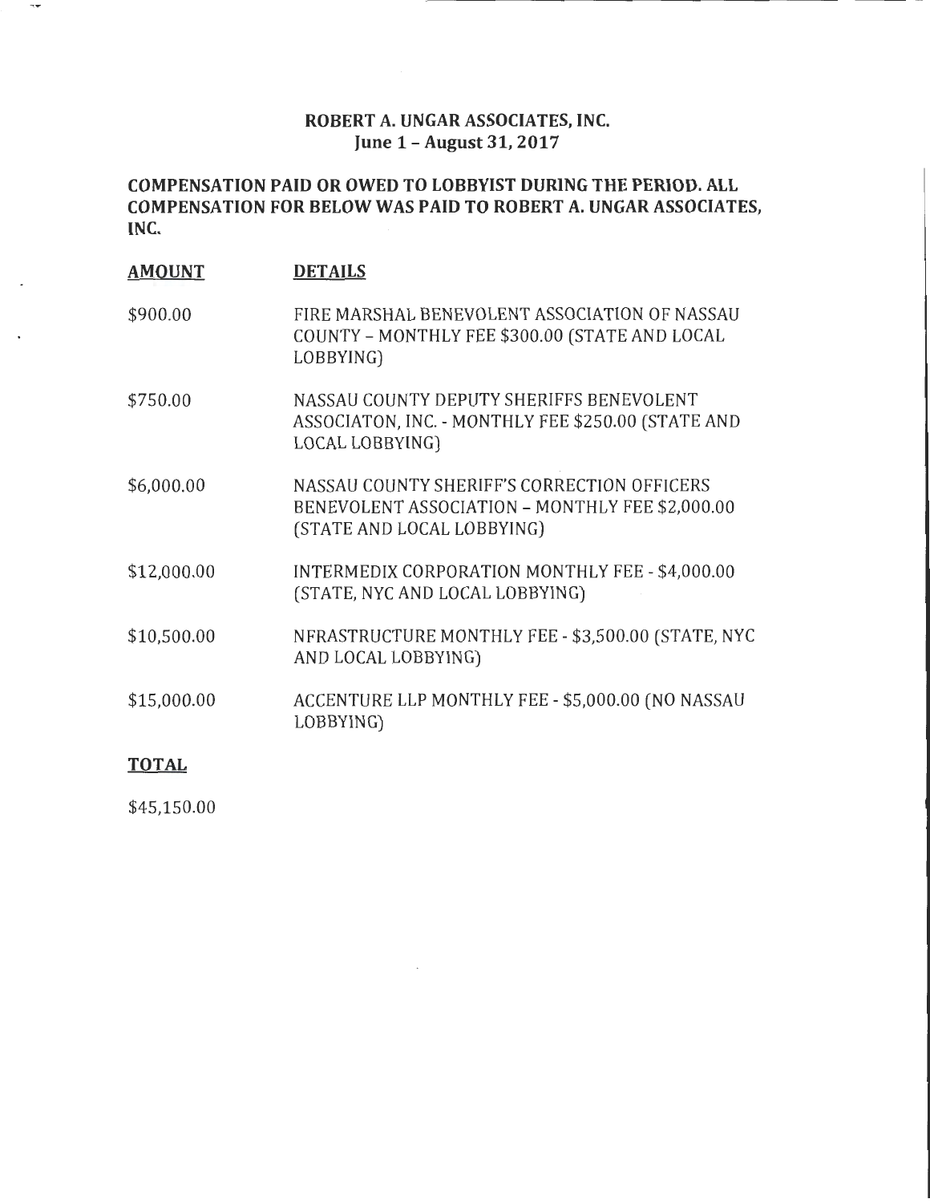**ROBERT A. UNGAR ASSOCIATES, INC.**
**June 1 – August 31, 2017**

**COMPENSATION PAID OR OWED TO LOBBYIST DURING THE PERIOD. ALL COMPENSATION FOR BELOW WAS PAID TO ROBERT A. UNGAR ASSOCIATES, INC.**

| **AMOUNT** | **DETAILS** |
|---|---|
| $900.00 | FIRE MARSHAL BENEVOLENT ASSOCIATION OF NASSAU COUNTY – MONTHLY FEE $300.00 (STATE AND LOCAL LOBBYING) |
| $750.00 | NASSAU COUNTY DEPUTY SHERIFFS BENEVOLENT ASSOCIATON, INC. - MONTHLY FEE $250.00 (STATE AND LOCAL LOBBYING) |
| $6,000.00 | NASSAU COUNTY SHERIFF'S CORRECTION OFFICERS BENEVOLENT ASSOCIATION – MONTHLY FEE $2,000.00 (STATE AND LOCAL LOBBYING) |
| $12,000.00 | INTERMEDIX CORPORATION MONTHLY FEE - $4,000.00 (STATE, NYC AND LOCAL LOBBYING) |
| $10,500.00 | NFRASTRUCTURE MONTHLY FEE - $3,500.00 (STATE, NYC AND LOCAL LOBBYING) |
| $15,000.00 | ACCENTURE LLP MONTHLY FEE - $5,000.00 (NO NASSAU LOBBYING) |

**TOTAL**

$45,150.00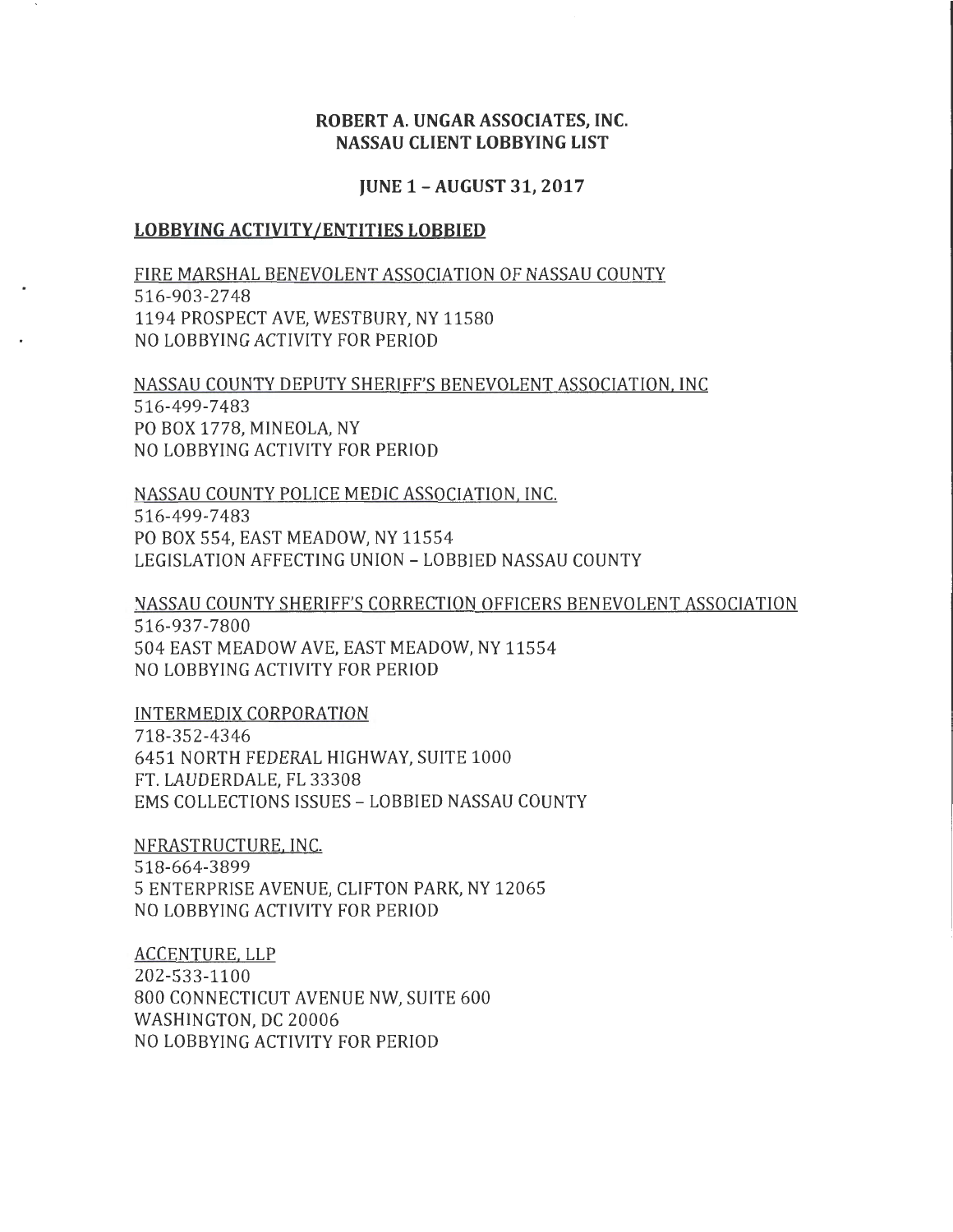**ROBERT A. UNGAR ASSOCIATES, INC.**
**NASSAU CLIENT LOBBYING LIST**

**JUNE 1 – AUGUST 31, 2017**

**LOBBYING ACTIVITY/ENTITIES LOBBIED**

FIRE MARSHAL BENEVOLENT ASSOCIATION OF NASSAU COUNTY
516-903-2748
1194 PROSPECT AVE, WESTBURY, NY 11580
NO LOBBYING ACTIVITY FOR PERIOD

NASSAU COUNTY DEPUTY SHERIFF'S BENEVOLENT ASSOCIATION, INC
516-499-7483
PO BOX 1778, MINEOLA, NY
NO LOBBYING ACTIVITY FOR PERIOD

NASSAU COUNTY POLICE MEDIC ASSOCIATION, INC.
516-499-7483
PO BOX 554, EAST MEADOW, NY 11554
LEGISLATION AFFECTING UNION – LOBBIED NASSAU COUNTY

NASSAU COUNTY SHERIFF'S CORRECTION OFFICERS BENEVOLENT ASSOCIATION
516-937-7800
504 EAST MEADOW AVE, EAST MEADOW, NY 11554
NO LOBBYING ACTIVITY FOR PERIOD

INTERMEDIX CORPORATION
718-352-4346
6451 NORTH FEDERAL HIGHWAY, SUITE 1000
FT. LAUDERDALE, FL 33308
EMS COLLECTIONS ISSUES – LOBBIED NASSAU COUNTY

NFRASTRUCTURE, INC.
518-664-3899
5 ENTERPRISE AVENUE, CLIFTON PARK, NY 12065
NO LOBBYING ACTIVITY FOR PERIOD

ACCENTURE, LLP
202-533-1100
800 CONNECTICUT AVENUE NW, SUITE 600
WASHINGTON, DC 20006
NO LOBBYING ACTIVITY FOR PERIOD